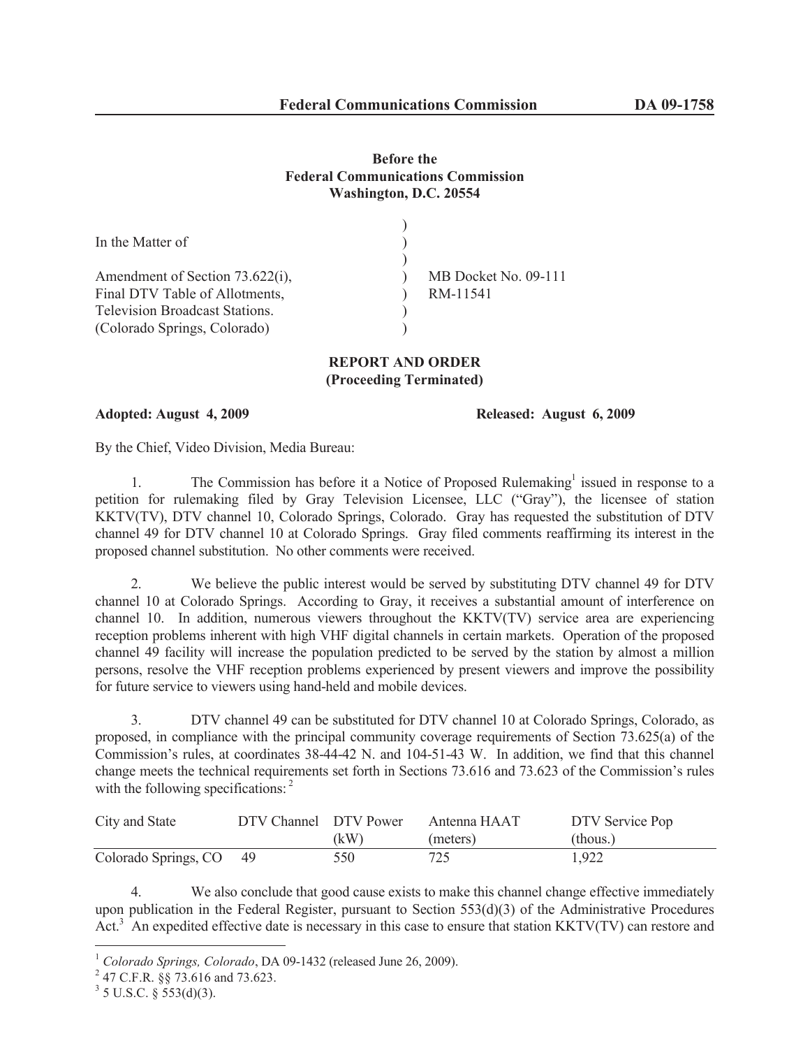**Before the**
**Federal Communications Commission**
**Washington, D.C. 20554**

| | | |
|---|---|---|
| In the Matter of | ) | |
| | ) | |
| Amendment of Section 73.622(i), | ) | MB Docket No. 09-111 |
| Final DTV Table of Allotments, | ) | RM-11541 |
| Television Broadcast Stations. | ) | |
| (Colorado Springs, Colorado) | ) | |

**REPORT AND ORDER**
**(Proceeding Terminated)**

**Adopted: August 4, 2009** **Released: August 6, 2009**

By the Chief, Video Division, Media Bureau:

1. The Commission has before it a Notice of Proposed Rulemaking[1] issued in response to a petition for rulemaking filed by Gray Television Licensee, LLC ("Gray"), the licensee of station KKTV(TV), DTV channel 10, Colorado Springs, Colorado. Gray has requested the substitution of DTV channel 49 for DTV channel 10 at Colorado Springs. Gray filed comments reaffirming its interest in the proposed channel substitution. No other comments were received.

2. We believe the public interest would be served by substituting DTV channel 49 for DTV channel 10 at Colorado Springs. According to Gray, it receives a substantial amount of interference on channel 10. In addition, numerous viewers throughout the KKTV(TV) service area are experiencing reception problems inherent with high VHF digital channels in certain markets. Operation of the proposed channel 49 facility will increase the population predicted to be served by the station by almost a million persons, resolve the VHF reception problems experienced by present viewers and improve the possibility for future service to viewers using hand-held and mobile devices.

3. DTV channel 49 can be substituted for DTV channel 10 at Colorado Springs, Colorado, as proposed, in compliance with the principal community coverage requirements of Section 73.625(a) of the Commission's rules, at coordinates 38-44-42 N. and 104-51-43 W. In addition, we find that this channel change meets the technical requirements set forth in Sections 73.616 and 73.623 of the Commission's rules with the following specifications:[2]

| City and State | DTV Channel | DTV Power (kW) | Antenna HAAT (meters) | DTV Service Pop (thous.) |
|---|---|---|---|---|
| Colorado Springs, CO | 49 | 550 | 725 | 1,922 |

4. We also conclude that good cause exists to make this channel change effective immediately upon publication in the Federal Register, pursuant to Section 553(d)(3) of the Administrative Procedures Act.[3] An expedited effective date is necessary in this case to ensure that station KKTV(TV) can restore and

---

[1] *Colorado Springs, Colorado*, DA 09-1432 (released June 26, 2009).

[2] 47 C.F.R. §§ 73.616 and 73.623.

[3] 5 U.S.C. § 553(d)(3).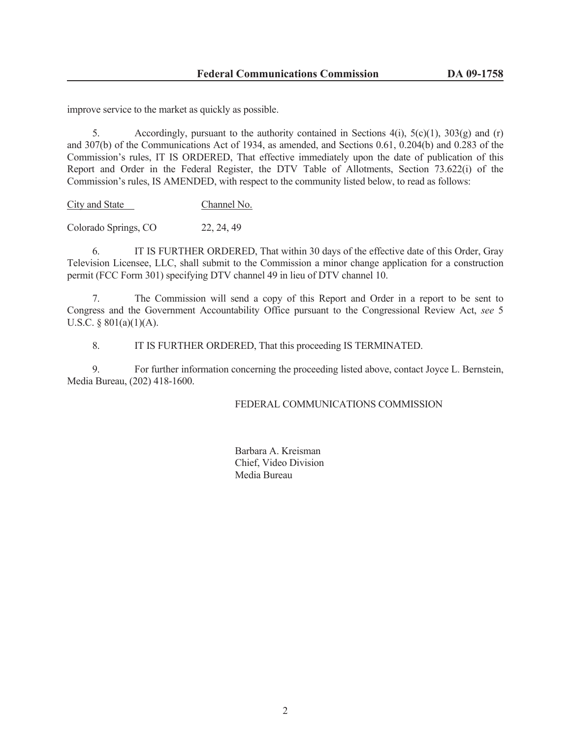improve service to the market as quickly as possible.

5. Accordingly, pursuant to the authority contained in Sections 4(i), 5(c)(1), 303(g) and (r) and 307(b) of the Communications Act of 1934, as amended, and Sections 0.61, 0.204(b) and 0.283 of the Commission's rules, IT IS ORDERED, That effective immediately upon the date of publication of this Report and Order in the Federal Register, the DTV Table of Allotments, Section 73.622(i) of the Commission's rules, IS AMENDED, with respect to the community listed below, to read as follows:

| City and State | Channel No. |
|---|---|
| Colorado Springs, CO | 22, 24, 49 |

6. IT IS FURTHER ORDERED, That within 30 days of the effective date of this Order, Gray Television Licensee, LLC, shall submit to the Commission a minor change application for a construction permit (FCC Form 301) specifying DTV channel 49 in lieu of DTV channel 10.

7. The Commission will send a copy of this Report and Order in a report to be sent to Congress and the Government Accountability Office pursuant to the Congressional Review Act, *see* 5 U.S.C. § 801(a)(1)(A).

8. IT IS FURTHER ORDERED, That this proceeding IS TERMINATED.

9. For further information concerning the proceeding listed above, contact Joyce L. Bernstein, Media Bureau, (202) 418-1600.

FEDERAL COMMUNICATIONS COMMISSION

Barbara A. Kreisman
Chief, Video Division
Media Bureau